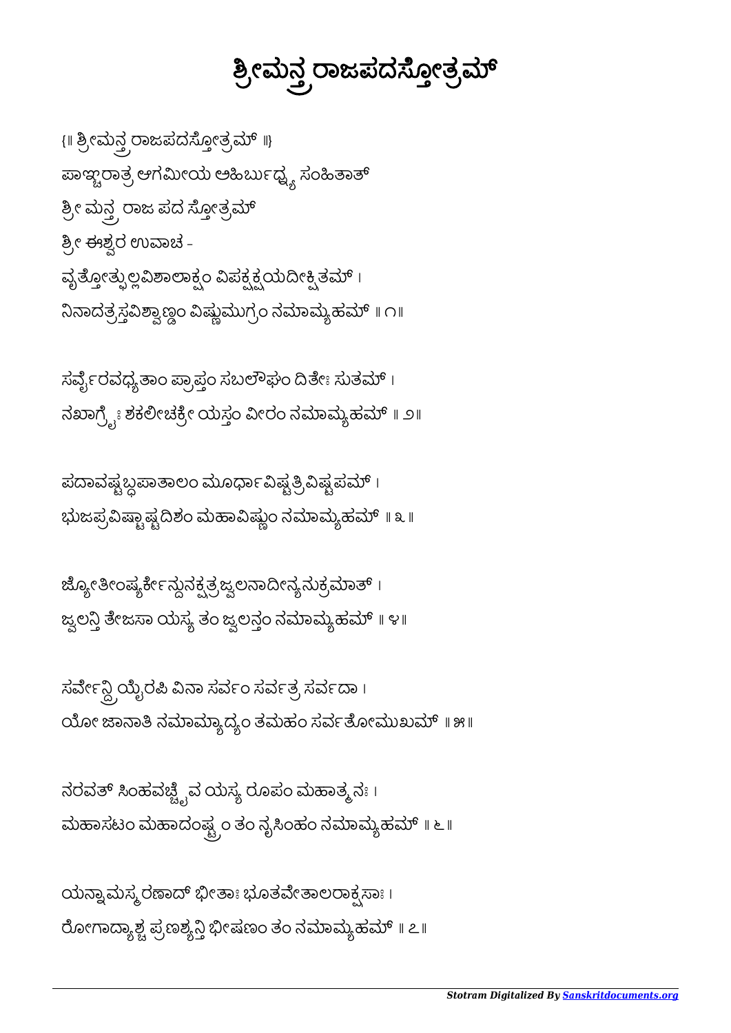# ಶ್ರೀಮನ್ತ್ರರಾಜಪದಸ್ತೋತ್ರಮ್

{॥ ಶ್ರೀಮನ್ತ್ರರಾಜಪದಸ್ತೋತ್ರಮ್ ॥}

ಪಾಞ್ಚರಾತ್ರ ಆಗಮೀಯ ಅಹಿರ್ಬುಧ್ನ್ಯ ಸಂಹಿತಾತ್

ಶ್ರೀ ಮನ್ತ್ರ ರಾಜ ಪದ ಸ್ತೋತ್ರಮ್

ಶ್ರೀ ಈಶ್ವರ ಉವಾಚ -

ವೃತ್ತೋತ್ಫುಲ್ಲವಿಶಾಲಾಕ್ಷಂ ವಿಪಕ್ಷಕ್ಷಯದೀಕ್ಷಿತಮ್ ।
ನಿನಾದತ್ರಸ್ತವಿಶ್ವಾಣ್ಡಂ ವಿಷ್ಣುಮುಗ್ರಂ ನಮಾಮ್ಯಹಮ್ ॥ ೧॥

ಸರ್ವೈರವಧ್ಯತಾಂ ಪ್ರಾಪ್ತಂ ಸಬಲೌಘಂ ದಿತೇಃ ಸುತಮ್ ।
ನಖಾಗ್ರೈಃ ಶಕಲೀಚಕ್ರೇ ಯಸ್ತಂ ವೀರಂ ನಮಾಮ್ಯಹಮ್ ॥ ೨॥

ಪದಾವಷ್ಟಬ್ಧಪಾತಾಲಂ ಮೂರ್ಧಾವಿಷ್ಟತ್ರಿವಿಷ್ಟಪಮ್ ।
ಭುಜಪ್ರವಿಷ್ಟಾಷ್ಟದಿಶಂ ಮಹಾವಿಷ್ಣುಂ ನಮಾಮ್ಯಹಮ್ ॥ ೩ ॥

ಜ್ಯೋತೀಂಷ್ಯರ್ಕೇನ್ದುನಕ್ಷತ್ರಜ್ವಲನಾದೀನ್ಯನುಕ್ರಮಾತ್ ।
ಜ್ವಲನ್ತಿ ತೇಜಸಾ ಯಸ್ಯ ತಂ ಜ್ವಲನ್ತಂ ನಮಾಮ್ಯಹಮ್ ॥ ೪॥

ಸರ್ವೇನ್ದ್ರಿಯೈರಪಿ ವಿನಾ ಸರ್ವಂ ಸರ್ವತ್ರ ಸರ್ವದಾ ।
ಯೋ ಜಾನಾತಿ ನಮಾಮ್ಯಾದ್ಯಂ ತಮಹಂ ಸರ್ವತೋಮುಖಮ್ ॥ ೫॥

ನರವತ್ ಸಿಂಹವಚ್ಚೈವ ಯಸ್ಯ ರೂಪಂ ಮಹಾತ್ಮನಃ ।
ಮಹಾಸಟಂ ಮಹಾದಂಷ್ಟ್ರಂ ತಂ ನೃಸಿಂಹಂ ನಮಾಮ್ಯಹಮ್ ॥ ೬॥

ಯನ್ನಾಮಸ್ಮರಣಾದ್ ಭೀತಾಃ ಭೂತವೇತಾಲರಾಕ್ಷಸಾಃ ।
ರೋಗಾದ್ಯಾಶ್ಚ ಪ್ರಣಶ್ಯನ್ತಿ ಭೀಷಣಂ ತಂ ನಮಾಮ್ಯಹಮ್ ॥ ೭॥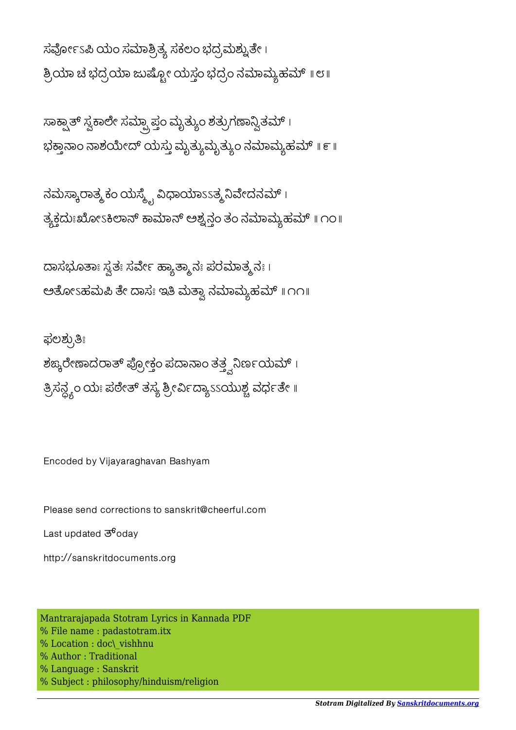ಸರ್ವೋಽಪಿ ಯಂ ಸಮಾಶ್ರಿತ್ಯ ಸಕಲಂ ಭದ್ರಮಶ್ನುತೇ ।
ಶ್ರಿಯಾ ಚ ಭದ್ರಯಾ ಜುಷ್ಟೋ ಯಸ್ತಂ ಭದ್ರಂ ನಮಾಮ್ಯಹಮ್ ॥ ೮॥

ಸಾಕ್ಷಾತ್ ಸ್ವಕಾಲೇ ಸಮ್ಪ್ರಾಪ್ತಂ ಮೃತ್ಯುಂ ಶತ್ರುಗಣಾನ್ವಿತಮ್ ।
ಭಕ್ತಾನಾಂ ನಾಶಯೇದ್ ಯಸ್ತು ಮೃತ್ಯುಮೃತ್ಯುಂ ನಮಾಮ್ಯಹಮ್ ॥ ೯ ॥

ನಮಸ್ಕಾರಾತ್ಮಕಂ ಯಸ್ಮೈ ವಿಧಾಯಾಽಽತ್ಮನಿವೇದನಮ್ ।
ತ್ಯಕ್ತದುಃಖೋಽಕಿಲಾನ್ ಕಾಮಾನ್ ಅಶ್ನನ್ತಂ ತಂ ನಮಾಮ್ಯಹಮ್ ॥ ೧೦॥

ದಾಸಭೂತಾಃ ಸ್ವತಃ ಸರ್ವೇ ಹ್ಯಾತ್ಮಾನಃ ಪರಮಾತ್ಮನಃ ।
ಅತೋಽಹಮಪಿ ತೇ ದಾಸಃ ಇತಿ ಮತ್ವಾ ನಮಾಮ್ಯಹಮ್ ॥ ೧೧॥

ಫಲಶ್ರುತಿಃ
ಶಙ್ಕರೇಣಾದರಾತ್ ಪ್ರೋಕ್ತಂ ಪದಾನಾಂ ತತ್ತ್ವನಿರ್ಣಯಮ್ ।
ತ್ರಿಸನ್ಧ್ಯಂ ಯಃ ಪಠೇತ್ ತಸ್ಯ ಶ್ರೀರ್ವಿದ್ಯಾಽಽಯುಶ್ಚ ವರ್ಧತೇ ॥

Encoded by Vijayaraghavan Bashyam

Please send corrections to sanskrit@cheerful.com

Last updated ತ್oday

http://sanskritdocuments.org

Mantrarajapada Stotram Lyrics in Kannada PDF
% File name : padastotram.itx
% Location : doc\_vishhnu
% Author : Traditional
% Language : Sanskrit
% Subject : philosophy/hinduism/religion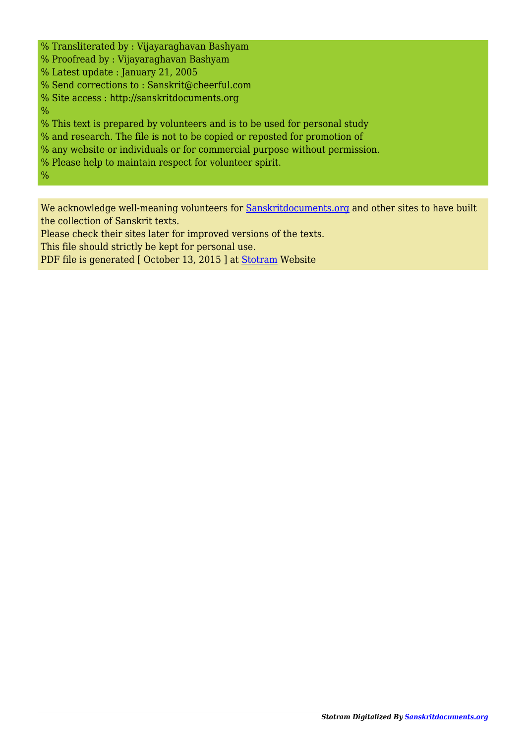% Transliterated by : Vijayaraghavan Bashyam
% Proofread by : Vijayaraghavan Bashyam
% Latest update : January 21, 2005
% Send corrections to : Sanskrit@cheerful.com
% Site access : http://sanskritdocuments.org
%
% This text is prepared by volunteers and is to be used for personal study
% and research. The file is not to be copied or reposted for promotion of
% any website or individuals or for commercial purpose without permission.
% Please help to maintain respect for volunteer spirit.
%

We acknowledge well-meaning volunteers for Sanskritdocuments.org and other sites to have built the collection of Sanskrit texts.
Please check their sites later for improved versions of the texts.
This file should strictly be kept for personal use.
PDF file is generated [ October 13, 2015 ] at Stotram Website